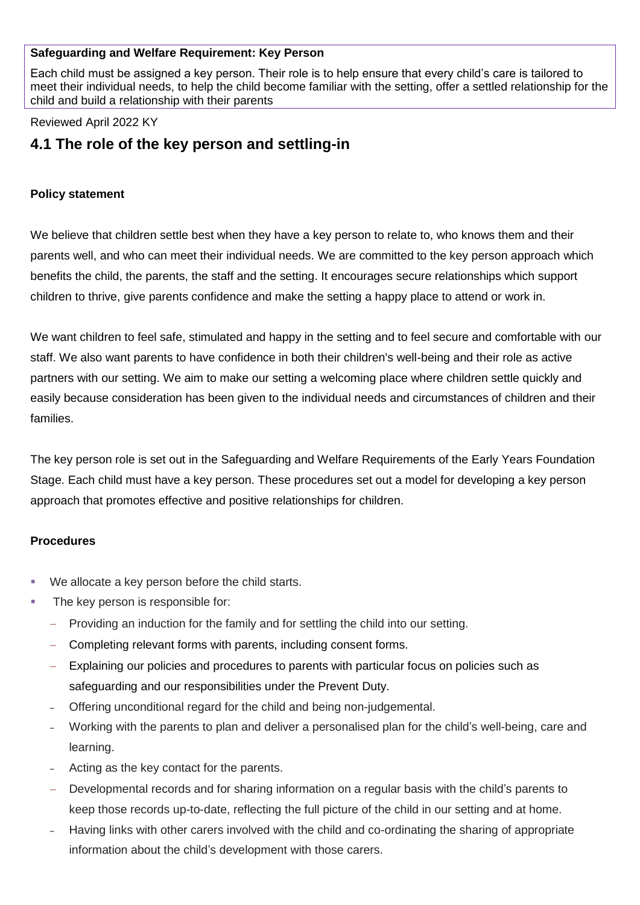**Safeguarding and Welfare Requirement: Key Person**

Each child must be assigned a key person. Their role is to help ensure that every child's care is tailored to meet their individual needs, to help the child become familiar with the setting, offer a settled relationship for the child and build a relationship with their parents

Reviewed April 2022 KY

## 4.1 The role of the key person and settling-in

**Policy statement**

We believe that children settle best when they have a key person to relate to, who knows them and their parents well, and who can meet their individual needs. We are committed to the key person approach which benefits the child, the parents, the staff and the setting. It encourages secure relationships which support children to thrive, give parents confidence and make the setting a happy place to attend or work in.

We want children to feel safe, stimulated and happy in the setting and to feel secure and comfortable with our staff. We also want parents to have confidence in both their children's well-being and their role as active partners with our setting. We aim to make our setting a welcoming place where children settle quickly and easily because consideration has been given to the individual needs and circumstances of children and their families.

The key person role is set out in the Safeguarding and Welfare Requirements of the Early Years Foundation Stage. Each child must have a key person. These procedures set out a model for developing a key person approach that promotes effective and positive relationships for children.

**Procedures**

- We allocate a key person before the child starts.
- The key person is responsible for:
  - Providing an induction for the family and for settling the child into our setting.
  - Completing relevant forms with parents, including consent forms.
  - Explaining our policies and procedures to parents with particular focus on policies such as safeguarding and our responsibilities under the Prevent Duty.
  - Offering unconditional regard for the child and being non-judgemental.
  - Working with the parents to plan and deliver a personalised plan for the child's well-being, care and learning.
  - Acting as the key contact for the parents.
  - Developmental records and for sharing information on a regular basis with the child's parents to keep those records up-to-date, reflecting the full picture of the child in our setting and at home.
  - Having links with other carers involved with the child and co-ordinating the sharing of appropriate information about the child's development with those carers.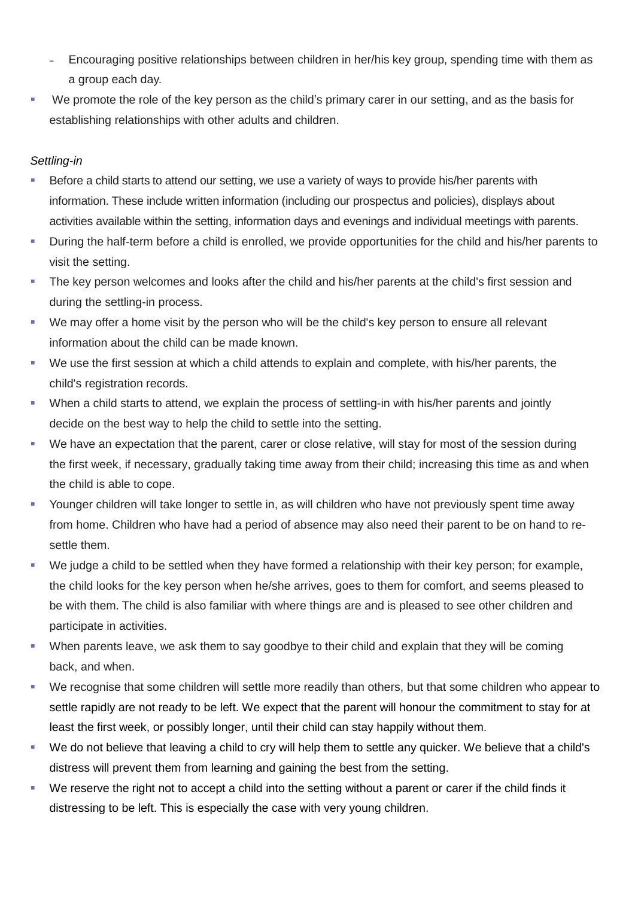- Encouraging positive relationships between children in her/his key group, spending time with them as a group each day.
- We promote the role of the key person as the child's primary carer in our setting, and as the basis for establishing relationships with other adults and children.

*Settling-in*

- Before a child starts to attend our setting, we use a variety of ways to provide his/her parents with information. These include written information (including our prospectus and policies), displays about activities available within the setting, information days and evenings and individual meetings with parents.
- During the half-term before a child is enrolled, we provide opportunities for the child and his/her parents to visit the setting.
- The key person welcomes and looks after the child and his/her parents at the child's first session and during the settling-in process.
- We may offer a home visit by the person who will be the child's key person to ensure all relevant information about the child can be made known.
- We use the first session at which a child attends to explain and complete, with his/her parents, the child's registration records.
- When a child starts to attend, we explain the process of settling-in with his/her parents and jointly decide on the best way to help the child to settle into the setting.
- We have an expectation that the parent, carer or close relative, will stay for most of the session during the first week, if necessary, gradually taking time away from their child; increasing this time as and when the child is able to cope.
- Younger children will take longer to settle in, as will children who have not previously spent time away from home. Children who have had a period of absence may also need their parent to be on hand to re-settle them.
- We judge a child to be settled when they have formed a relationship with their key person; for example, the child looks for the key person when he/she arrives, goes to them for comfort, and seems pleased to be with them. The child is also familiar with where things are and is pleased to see other children and participate in activities.
- When parents leave, we ask them to say goodbye to their child and explain that they will be coming back, and when.
- We recognise that some children will settle more readily than others, but that some children who appear to settle rapidly are not ready to be left. We expect that the parent will honour the commitment to stay for at least the first week, or possibly longer, until their child can stay happily without them.
- We do not believe that leaving a child to cry will help them to settle any quicker. We believe that a child's distress will prevent them from learning and gaining the best from the setting.
- We reserve the right not to accept a child into the setting without a parent or carer if the child finds it distressing to be left. This is especially the case with very young children.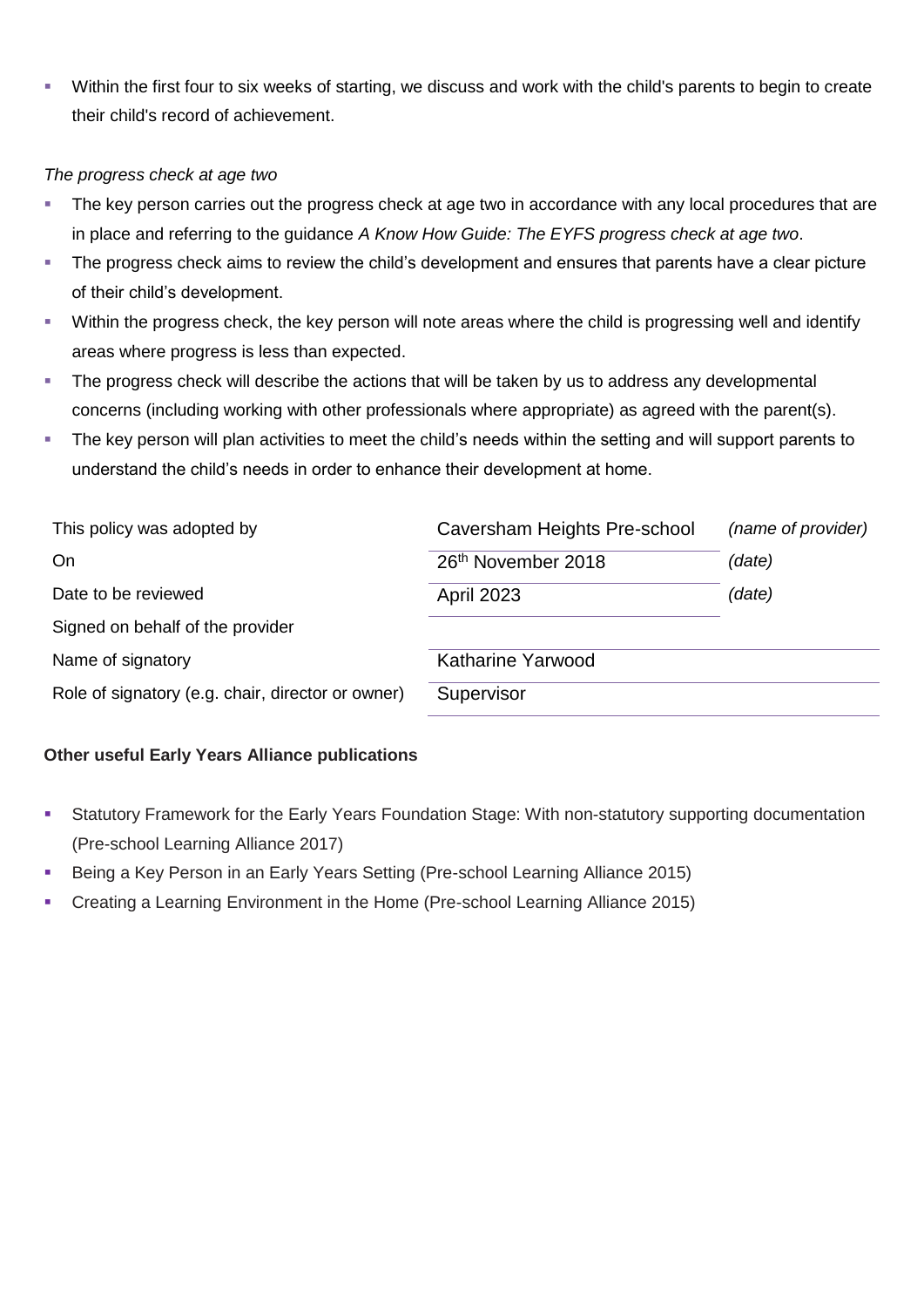- Within the first four to six weeks of starting, we discuss and work with the child's parents to begin to create their child's record of achievement.

*The progress check at age two*

- The key person carries out the progress check at age two in accordance with any local procedures that are in place and referring to the guidance *A Know How Guide: The EYFS progress check at age two*.
- The progress check aims to review the child's development and ensures that parents have a clear picture of their child's development.
- Within the progress check, the key person will note areas where the child is progressing well and identify areas where progress is less than expected.
- The progress check will describe the actions that will be taken by us to address any developmental concerns (including working with other professionals where appropriate) as agreed with the parent(s).
- The key person will plan activities to meet the child's needs within the setting and will support parents to understand the child's needs in order to enhance their development at home.

| | | |
|---|---|---|
| This policy was adopted by | Caversham Heights Pre-school | *(name of provider)* |
| On | 26th November 2018 | *(date)* |
| Date to be reviewed | April 2023 | *(date)* |
| Signed on behalf of the provider | | |
| Name of signatory | Katharine Yarwood | |
| Role of signatory (e.g. chair, director or owner) | Supervisor | |

**Other useful Early Years Alliance publications**

- Statutory Framework for the Early Years Foundation Stage: With non-statutory supporting documentation (Pre-school Learning Alliance 2017)
- Being a Key Person in an Early Years Setting (Pre-school Learning Alliance 2015)
- Creating a Learning Environment in the Home (Pre-school Learning Alliance 2015)